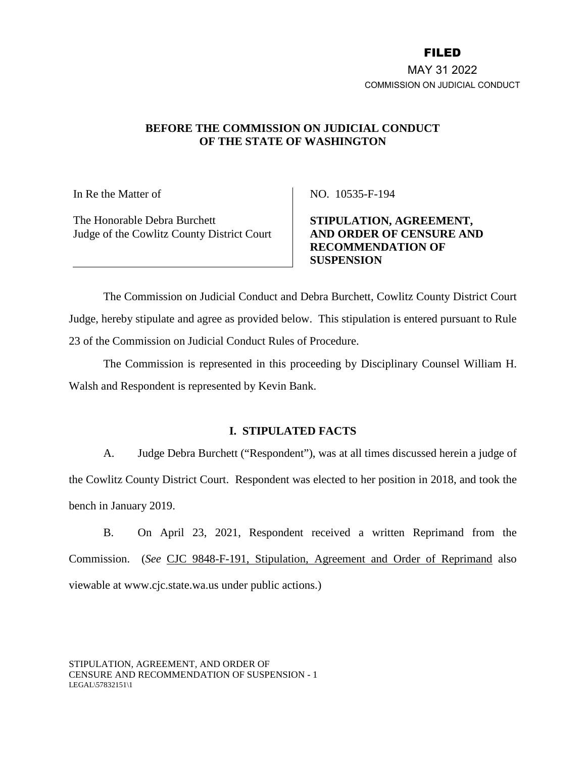**FILED**

MAY 31 2022

COMMISSION ON JUDICIAL CONDUCT

**BEFORE THE COMMISSION ON JUDICIAL CONDUCT OF THE STATE OF WASHINGTON**

| In Re the Matter of<br><br>The Honorable Debra Burchett<br>Judge of the Cowlitz County District Court | NO. 10535-F-194<br><br>**STIPULATION, AGREEMENT, AND ORDER OF CENSURE AND RECOMMENDATION OF SUSPENSION** |
|---|---|

The Commission on Judicial Conduct and Debra Burchett, Cowlitz County District Court Judge, hereby stipulate and agree as provided below. This stipulation is entered pursuant to Rule 23 of the Commission on Judicial Conduct Rules of Procedure.

The Commission is represented in this proceeding by Disciplinary Counsel William H. Walsh and Respondent is represented by Kevin Bank.

## I. STIPULATED FACTS

A. Judge Debra Burchett ("Respondent"), was at all times discussed herein a judge of the Cowlitz County District Court. Respondent was elected to her position in 2018, and took the bench in January 2019.

B. On April 23, 2021, Respondent received a written Reprimand from the Commission. (*See* CJC 9848-F-191, Stipulation, Agreement and Order of Reprimand also viewable at www.cjc.state.wa.us under public actions.)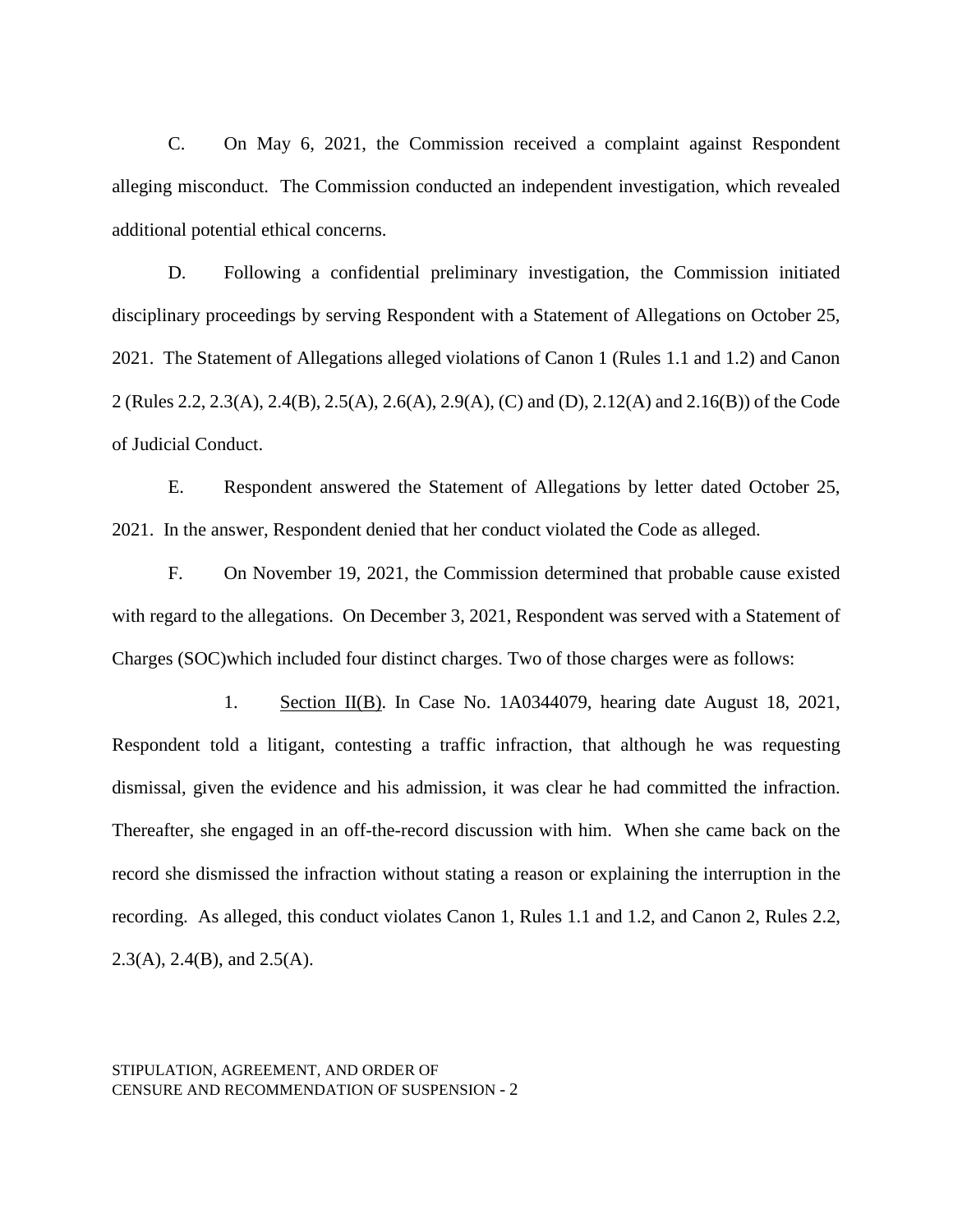C. On May 6, 2021, the Commission received a complaint against Respondent alleging misconduct. The Commission conducted an independent investigation, which revealed additional potential ethical concerns.

D. Following a confidential preliminary investigation, the Commission initiated disciplinary proceedings by serving Respondent with a Statement of Allegations on October 25, 2021. The Statement of Allegations alleged violations of Canon 1 (Rules 1.1 and 1.2) and Canon 2 (Rules 2.2, 2.3(A), 2.4(B), 2.5(A), 2.6(A), 2.9(A), (C) and (D), 2.12(A) and 2.16(B)) of the Code of Judicial Conduct.

E. Respondent answered the Statement of Allegations by letter dated October 25, 2021. In the answer, Respondent denied that her conduct violated the Code as alleged.

F. On November 19, 2021, the Commission determined that probable cause existed with regard to the allegations. On December 3, 2021, Respondent was served with a Statement of Charges (SOC)which included four distinct charges. Two of those charges were as follows:

1. Section II(B). In Case No. 1A0344079, hearing date August 18, 2021, Respondent told a litigant, contesting a traffic infraction, that although he was requesting dismissal, given the evidence and his admission, it was clear he had committed the infraction. Thereafter, she engaged in an off-the-record discussion with him. When she came back on the record she dismissed the infraction without stating a reason or explaining the interruption in the recording. As alleged, this conduct violates Canon 1, Rules 1.1 and 1.2, and Canon 2, Rules 2.2, 2.3(A), 2.4(B), and 2.5(A).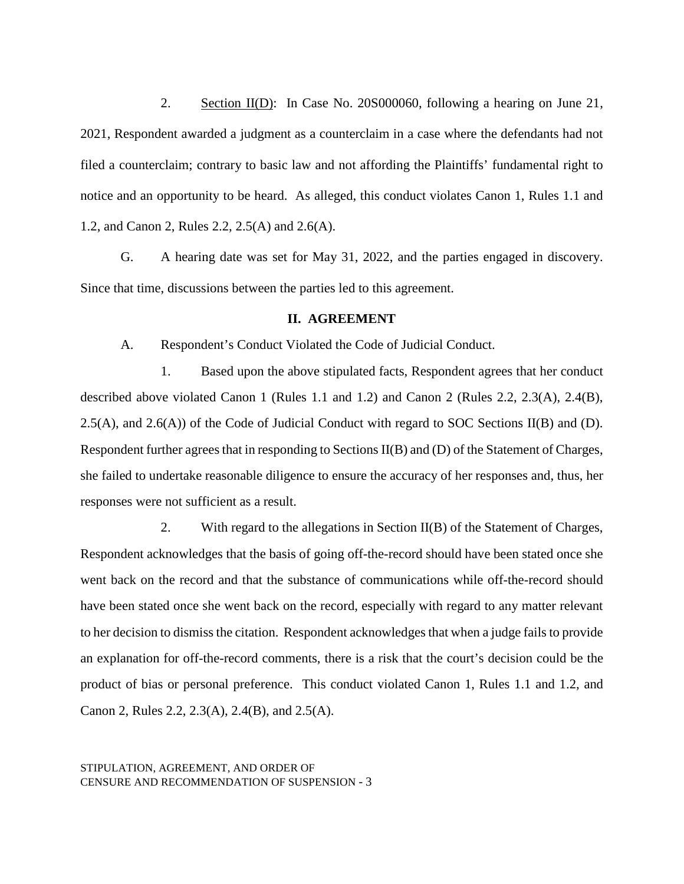2. Section II(D): In Case No. 20S000060, following a hearing on June 21, 2021, Respondent awarded a judgment as a counterclaim in a case where the defendants had not filed a counterclaim; contrary to basic law and not affording the Plaintiffs' fundamental right to notice and an opportunity to be heard. As alleged, this conduct violates Canon 1, Rules 1.1 and 1.2, and Canon 2, Rules 2.2, 2.5(A) and 2.6(A).

G. A hearing date was set for May 31, 2022, and the parties engaged in discovery. Since that time, discussions between the parties led to this agreement.

## II. AGREEMENT

A. Respondent's Conduct Violated the Code of Judicial Conduct.

1. Based upon the above stipulated facts, Respondent agrees that her conduct described above violated Canon 1 (Rules 1.1 and 1.2) and Canon 2 (Rules 2.2, 2.3(A), 2.4(B), 2.5(A), and 2.6(A)) of the Code of Judicial Conduct with regard to SOC Sections II(B) and (D). Respondent further agrees that in responding to Sections II(B) and (D) of the Statement of Charges, she failed to undertake reasonable diligence to ensure the accuracy of her responses and, thus, her responses were not sufficient as a result.

2. With regard to the allegations in Section II(B) of the Statement of Charges, Respondent acknowledges that the basis of going off-the-record should have been stated once she went back on the record and that the substance of communications while off-the-record should have been stated once she went back on the record, especially with regard to any matter relevant to her decision to dismiss the citation. Respondent acknowledges that when a judge fails to provide an explanation for off-the-record comments, there is a risk that the court's decision could be the product of bias or personal preference. This conduct violated Canon 1, Rules 1.1 and 1.2, and Canon 2, Rules 2.2, 2.3(A), 2.4(B), and 2.5(A).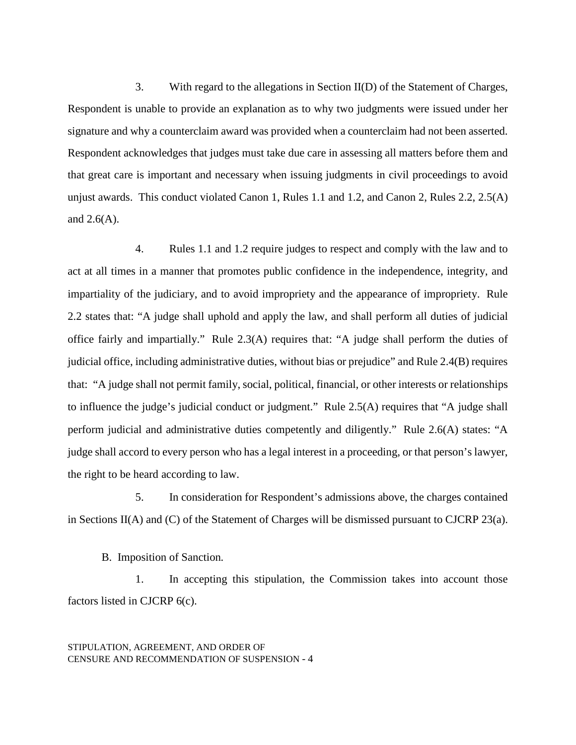3. With regard to the allegations in Section II(D) of the Statement of Charges, Respondent is unable to provide an explanation as to why two judgments were issued under her signature and why a counterclaim award was provided when a counterclaim had not been asserted. Respondent acknowledges that judges must take due care in assessing all matters before them and that great care is important and necessary when issuing judgments in civil proceedings to avoid unjust awards. This conduct violated Canon 1, Rules 1.1 and 1.2, and Canon 2, Rules 2.2, 2.5(A) and 2.6(A).

4. Rules 1.1 and 1.2 require judges to respect and comply with the law and to act at all times in a manner that promotes public confidence in the independence, integrity, and impartiality of the judiciary, and to avoid impropriety and the appearance of impropriety. Rule 2.2 states that: "A judge shall uphold and apply the law, and shall perform all duties of judicial office fairly and impartially." Rule 2.3(A) requires that: "A judge shall perform the duties of judicial office, including administrative duties, without bias or prejudice" and Rule 2.4(B) requires that: "A judge shall not permit family, social, political, financial, or other interests or relationships to influence the judge's judicial conduct or judgment." Rule 2.5(A) requires that "A judge shall perform judicial and administrative duties competently and diligently." Rule 2.6(A) states: "A judge shall accord to every person who has a legal interest in a proceeding, or that person's lawyer, the right to be heard according to law.

5. In consideration for Respondent's admissions above, the charges contained in Sections II(A) and (C) of the Statement of Charges will be dismissed pursuant to CJCRP 23(a).

B. Imposition of Sanction.

1. In accepting this stipulation, the Commission takes into account those factors listed in CJCRP 6(c).

STIPULATION, AGREEMENT, AND ORDER OF CENSURE AND RECOMMENDATION OF SUSPENSION - 4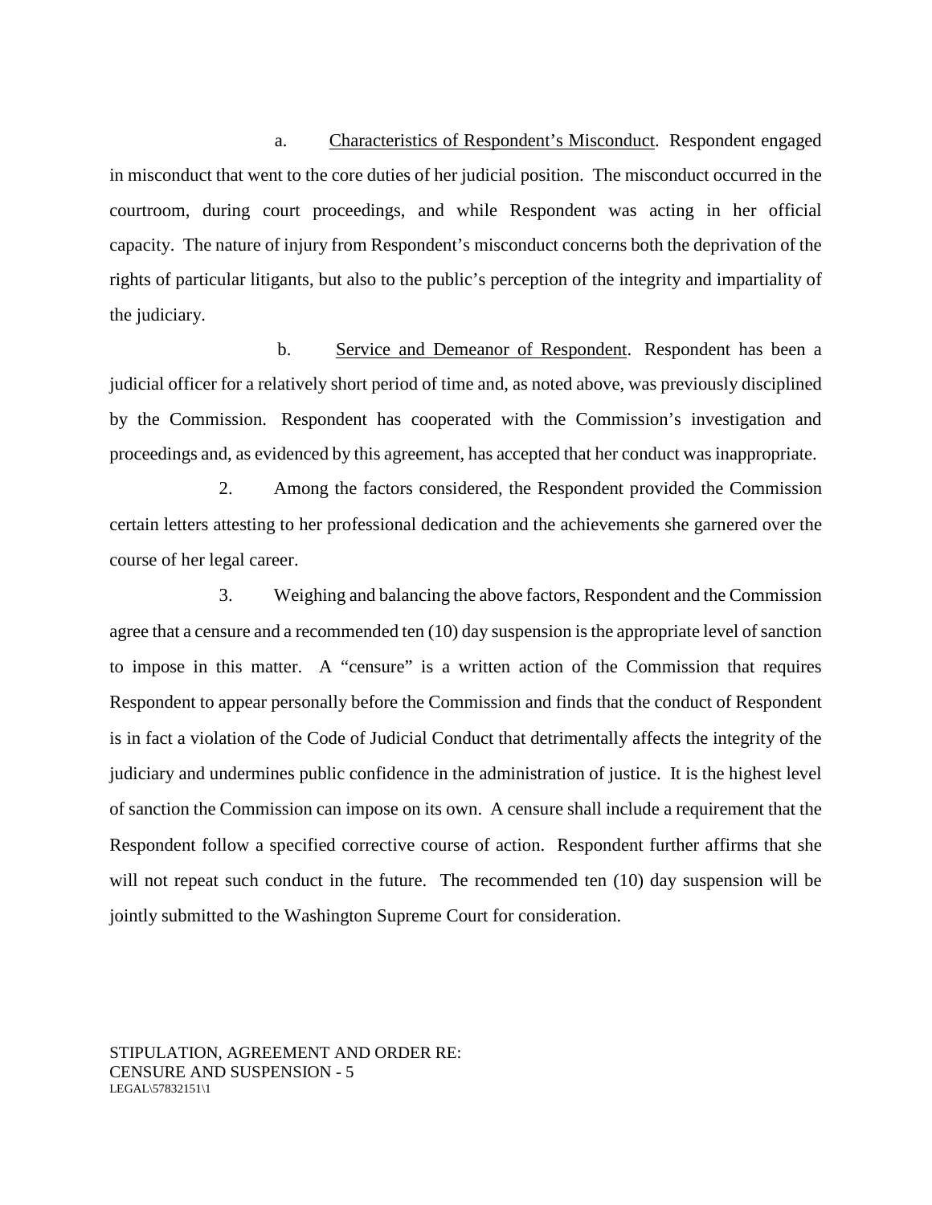a. <u>Characteristics of Respondent's Misconduct</u>. Respondent engaged in misconduct that went to the core duties of her judicial position. The misconduct occurred in the courtroom, during court proceedings, and while Respondent was acting in her official capacity. The nature of injury from Respondent's misconduct concerns both the deprivation of the rights of particular litigants, but also to the public's perception of the integrity and impartiality of the judiciary.

b. <u>Service and Demeanor of Respondent</u>. Respondent has been a judicial officer for a relatively short period of time and, as noted above, was previously disciplined by the Commission. Respondent has cooperated with the Commission's investigation and proceedings and, as evidenced by this agreement, has accepted that her conduct was inappropriate.

2. Among the factors considered, the Respondent provided the Commission certain letters attesting to her professional dedication and the achievements she garnered over the course of her legal career.

3. Weighing and balancing the above factors, Respondent and the Commission agree that a censure and a recommended ten (10) day suspension is the appropriate level of sanction to impose in this matter. A "censure" is a written action of the Commission that requires Respondent to appear personally before the Commission and finds that the conduct of Respondent is in fact a violation of the Code of Judicial Conduct that detrimentally affects the integrity of the judiciary and undermines public confidence in the administration of justice. It is the highest level of sanction the Commission can impose on its own. A censure shall include a requirement that the Respondent follow a specified corrective course of action. Respondent further affirms that she will not repeat such conduct in the future. The recommended ten (10) day suspension will be jointly submitted to the Washington Supreme Court for consideration.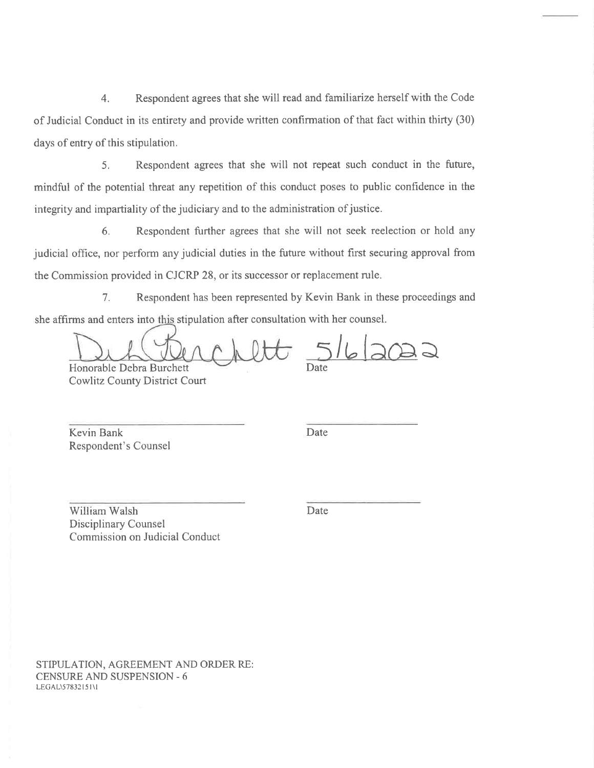4. Respondent agrees that she will read and familiarize herself with the Code of Judicial Conduct in its entirety and provide written confirmation of that fact within thirty (30) days of entry of this stipulation.

5. Respondent agrees that she will not repeat such conduct in the future, mindful of the potential threat any repetition of this conduct poses to public confidence in the integrity and impartiality of the judiciary and to the administration of justice.

6. Respondent further agrees that she will not seek reelection or hold any judicial office, nor perform any judicial duties in the future without first securing approval from the Commission provided in CJCRP 28, or its successor or replacement rule.

7. Respondent has been represented by Kevin Bank in these proceedings and she affirms and enters into this stipulation after consultation with her counsel.

Debra Burchett	5/6/2022

Honorable Debra Burchett	Date
Cowlitz County District Court

\_\_\_\_\_\_\_\_\_\_\_\_\_\_\_\_\_\_\_\_\_\_\_\_\_\_	\_\_\_\_\_\_\_\_\_\_\_\_\_\_\_\_

Kevin Bank	Date
Respondent's Counsel

\_\_\_\_\_\_\_\_\_\_\_\_\_\_\_\_\_\_\_\_\_\_\_\_\_\_	\_\_\_\_\_\_\_\_\_\_\_\_\_\_\_\_

William Walsh	Date
Disciplinary Counsel
Commission on Judicial Conduct

STIPULATION, AGREEMENT AND ORDER RE:
CENSURE AND SUSPENSION - 6
LEGAL\57832151\1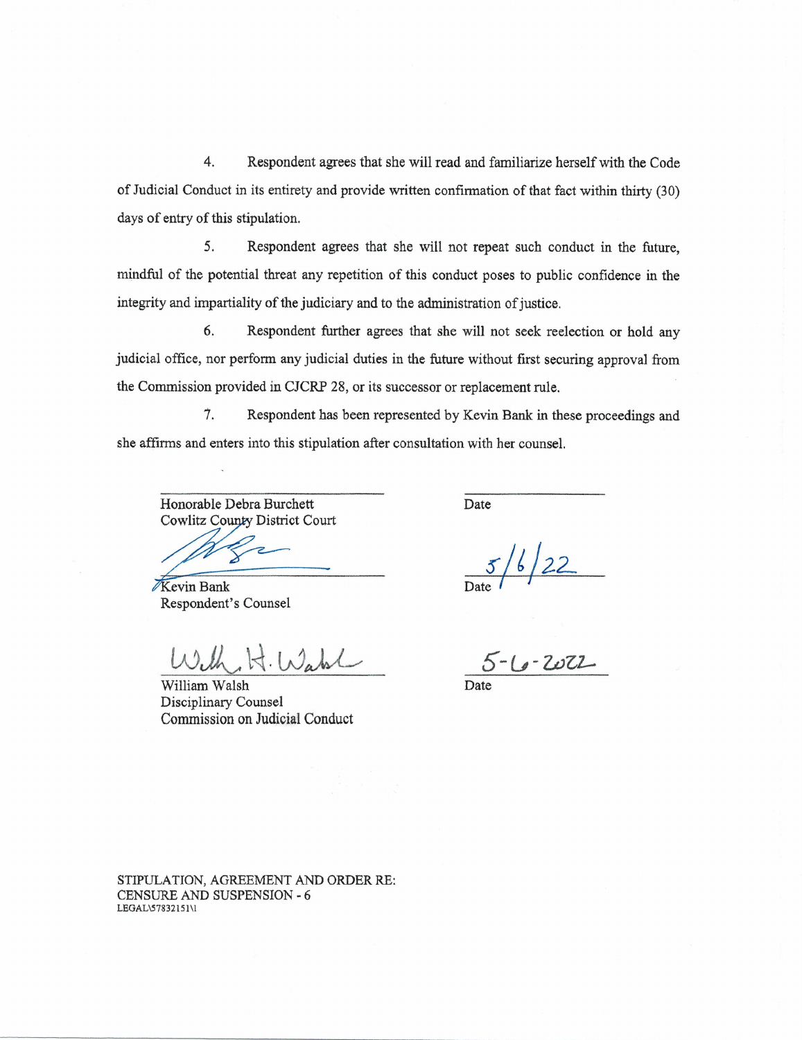4. Respondent agrees that she will read and familiarize herself with the Code of Judicial Conduct in its entirety and provide written confirmation of that fact within thirty (30) days of entry of this stipulation.

5. Respondent agrees that she will not repeat such conduct in the future, mindful of the potential threat any repetition of this conduct poses to public confidence in the integrity and impartiality of the judiciary and to the administration of justice.

6. Respondent further agrees that she will not seek reelection or hold any judicial office, nor perform any judicial duties in the future without first securing approval from the Commission provided in CJCRP 28, or its successor or replacement rule.

7. Respondent has been represented by Kevin Bank in these proceedings and she affirms and enters into this stipulation after consultation with her counsel.

_______________________________
Honorable Debra Burchett
Cowlitz County District Court

_______________
Date

_______________________________
Kevin Bank
Respondent's Counsel

5/6/22
Date

_______________________________
William Walsh
Disciplinary Counsel
Commission on Judicial Conduct

5-6-2022
Date

STIPULATION, AGREEMENT AND ORDER RE:
CENSURE AND SUSPENSION - 6
LEGAL\57832151\1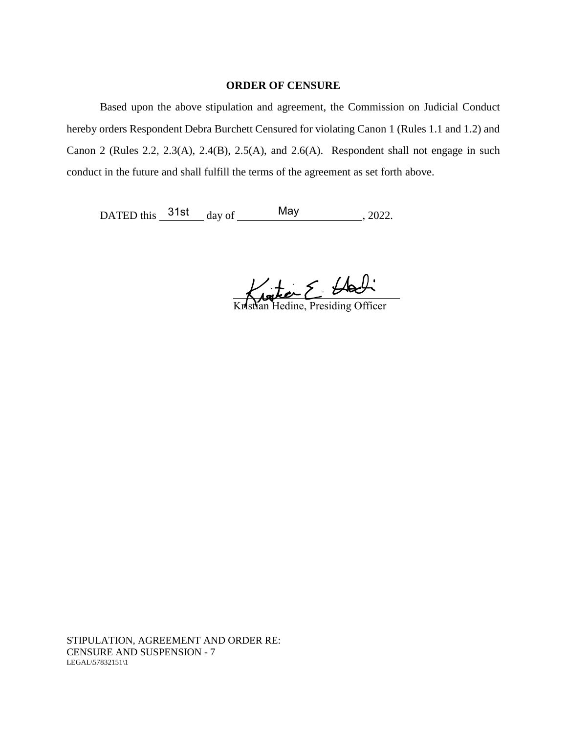**ORDER OF CENSURE**

Based upon the above stipulation and agreement, the Commission on Judicial Conduct hereby orders Respondent Debra Burchett Censured for violating Canon 1 (Rules 1.1 and 1.2) and Canon 2 (Rules 2.2, 2.3(A), 2.4(B), 2.5(A), and 2.6(A). Respondent shall not engage in such conduct in the future and shall fulfill the terms of the agreement as set forth above.

DATED this 31st day of May, 2022.

Kristian Hedine, Presiding Officer

STIPULATION, AGREEMENT AND ORDER RE:
CENSURE AND SUSPENSION - 7
LEGAL\57832151\1